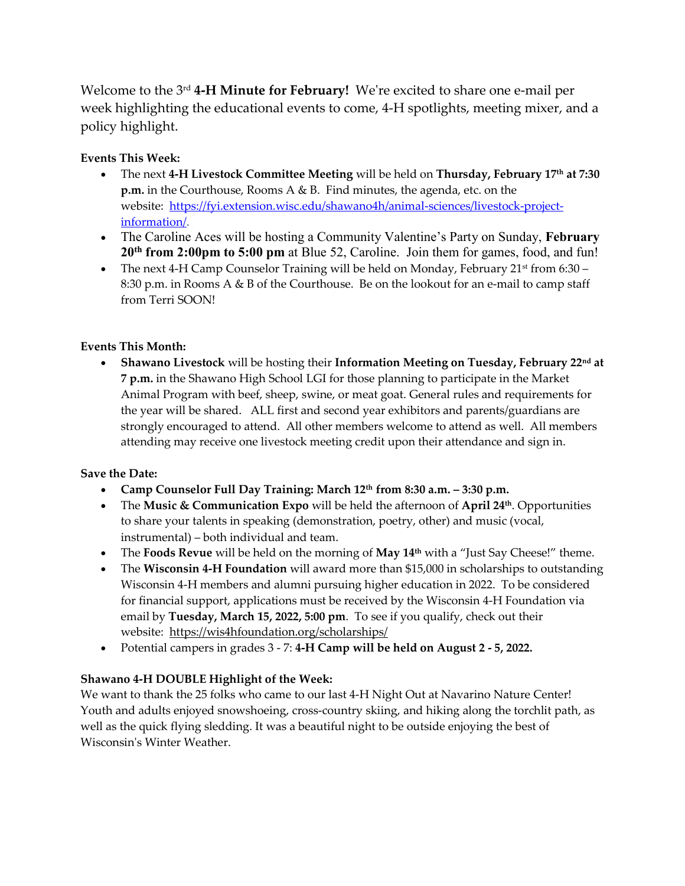Welcome to the 3rd **4-H Minute for February!** We're excited to share one e-mail per week highlighting the educational events to come, 4-H spotlights, meeting mixer, and a policy highlight.

**Events This Week:**

- The next **4-H Livestock Committee Meeting** will be held on **Thursday, February 17th at 7:30 p.m.** in the Courthouse, Rooms A & B. Find minutes, the agenda, etc. on the website: [https://fyi.extension.wisc.edu/shawano4h/animal-sciences/livestock-project-information/](https://fyi.extension.wisc.edu/shawano4h/animal-sciences/livestock-project-information/).
- The Caroline Aces will be hosting a Community Valentine's Party on Sunday, **February 20th from 2:00pm to 5:00 pm** at Blue 52, Caroline. Join them for games, food, and fun!
- The next 4-H Camp Counselor Training will be held on Monday, February 21st from 6:30 – 8:30 p.m. in Rooms A & B of the Courthouse. Be on the lookout for an e-mail to camp staff from Terri SOON!

**Events This Month:**

- **Shawano Livestock** will be hosting their **Information Meeting on Tuesday, February 22nd at 7 p.m.** in the Shawano High School LGI for those planning to participate in the Market Animal Program with beef, sheep, swine, or meat goat. General rules and requirements for the year will be shared. ALL first and second year exhibitors and parents/guardians are strongly encouraged to attend. All other members welcome to attend as well. All members attending may receive one livestock meeting credit upon their attendance and sign in.

**Save the Date:**

- **Camp Counselor Full Day Training: March 12th from 8:30 a.m. – 3:30 p.m.**
- The **Music & Communication Expo** will be held the afternoon of **April 24th**. Opportunities to share your talents in speaking (demonstration, poetry, other) and music (vocal, instrumental) – both individual and team.
- The **Foods Revue** will be held on the morning of **May 14th** with a "Just Say Cheese!" theme.
- The **Wisconsin 4-H Foundation** will award more than $15,000 in scholarships to outstanding Wisconsin 4-H members and alumni pursuing higher education in 2022. To be considered for financial support, applications must be received by the Wisconsin 4-H Foundation via email by **Tuesday, March 15, 2022, 5:00 pm**. To see if you qualify, check out their website: [https://wis4hfoundation.org/scholarships/](https://wis4hfoundation.org/scholarships/)
- Potential campers in grades 3 - 7: **4-H Camp will be held on August 2 - 5, 2022.**

**Shawano 4-H DOUBLE Highlight of the Week:**

We want to thank the 25 folks who came to our last 4-H Night Out at Navarino Nature Center! Youth and adults enjoyed snowshoeing, cross-country skiing, and hiking along the torchlit path, as well as the quick flying sledding. It was a beautiful night to be outside enjoying the best of Wisconsin's Winter Weather.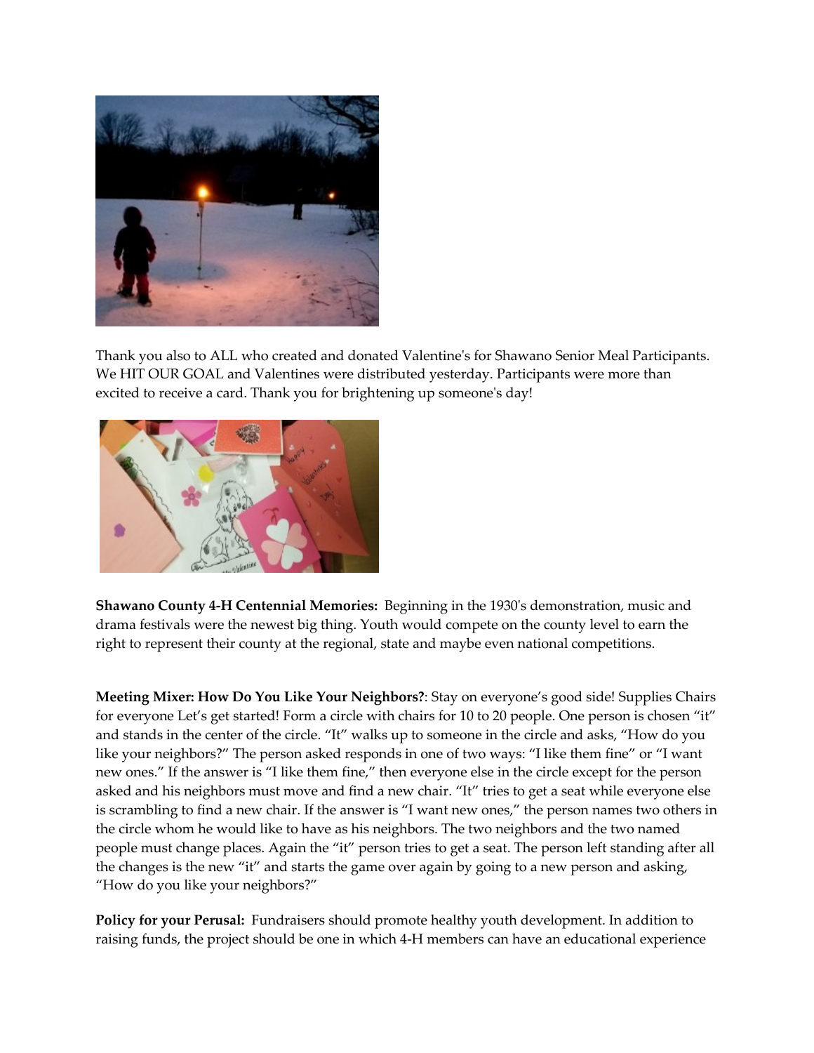Thank you also to ALL who created and donated Valentine's for Shawano Senior Meal Participants. We HIT OUR GOAL and Valentines were distributed yesterday. Participants were more than excited to receive a card. Thank you for brightening up someone's day!

**Shawano County 4-H Centennial Memories:** Beginning in the 1930's demonstration, music and drama festivals were the newest big thing. Youth would compete on the county level to earn the right to represent their county at the regional, state and maybe even national competitions.

**Meeting Mixer: How Do You Like Your Neighbors?**: Stay on everyone's good side! Supplies Chairs for everyone Let's get started! Form a circle with chairs for 10 to 20 people. One person is chosen "it" and stands in the center of the circle. "It" walks up to someone in the circle and asks, "How do you like your neighbors?" The person asked responds in one of two ways: "I like them fine" or "I want new ones." If the answer is "I like them fine," then everyone else in the circle except for the person asked and his neighbors must move and find a new chair. "It" tries to get a seat while everyone else is scrambling to find a new chair. If the answer is "I want new ones," the person names two others in the circle whom he would like to have as his neighbors. The two neighbors and the two named people must change places. Again the "it" person tries to get a seat. The person left standing after all the changes is the new "it" and starts the game over again by going to a new person and asking, "How do you like your neighbors?"

**Policy for your Perusal:** Fundraisers should promote healthy youth development. In addition to raising funds, the project should be one in which 4-H members can have an educational experience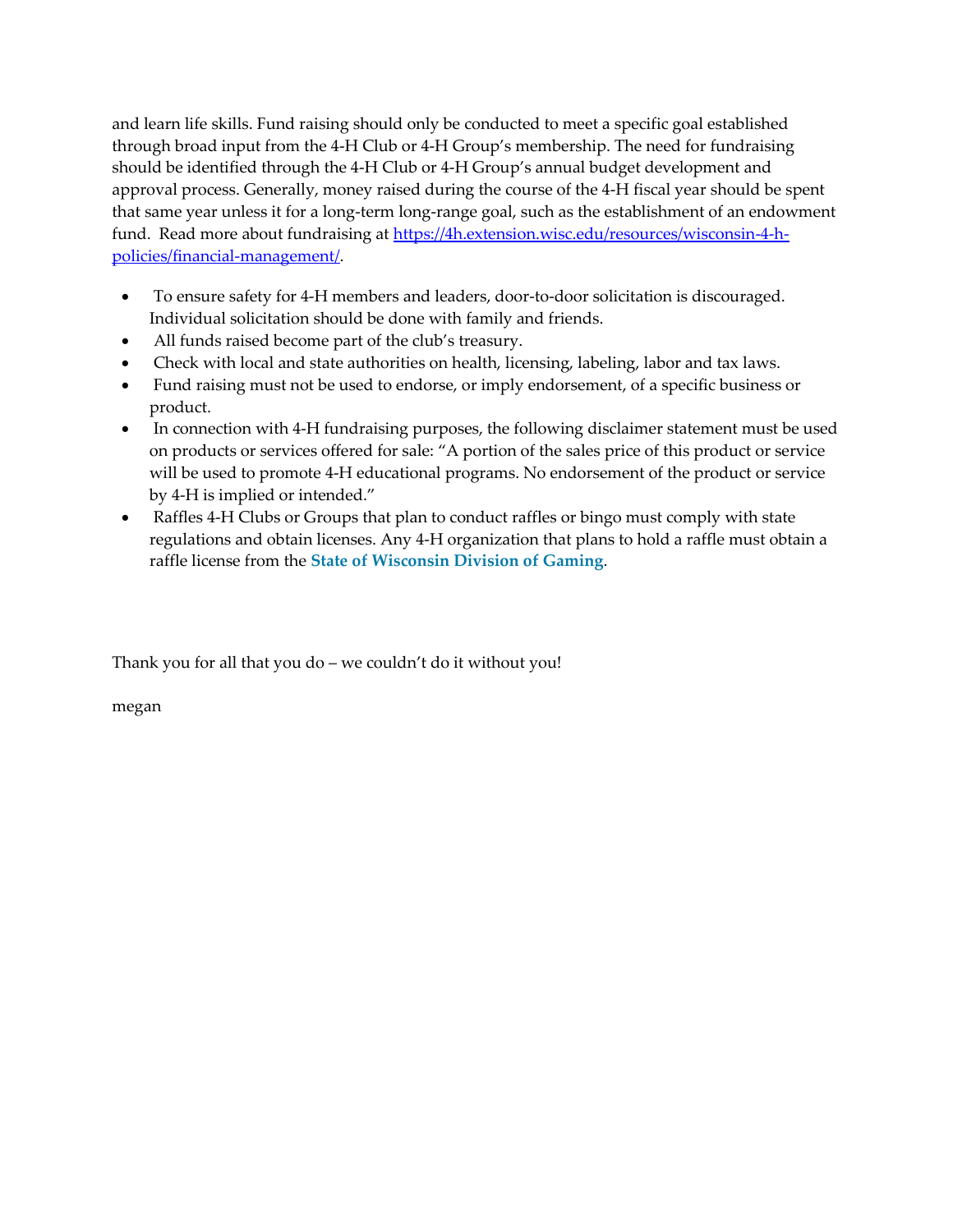and learn life skills. Fund raising should only be conducted to meet a specific goal established through broad input from the 4-H Club or 4-H Group's membership. The need for fundraising should be identified through the 4-H Club or 4-H Group's annual budget development and approval process. Generally, money raised during the course of the 4-H fiscal year should be spent that same year unless it for a long-term long-range goal, such as the establishment of an endowment fund. Read more about fundraising at [https://4h.extension.wisc.edu/resources/wisconsin-4-h-policies/financial-management/](https://4h.extension.wisc.edu/resources/wisconsin-4-h-policies/financial-management/).

- To ensure safety for 4-H members and leaders, door-to-door solicitation is discouraged. Individual solicitation should be done with family and friends.
- All funds raised become part of the club's treasury.
- Check with local and state authorities on health, licensing, labeling, labor and tax laws.
- Fund raising must not be used to endorse, or imply endorsement, of a specific business or product.
- In connection with 4-H fundraising purposes, the following disclaimer statement must be used on products or services offered for sale: "A portion of the sales price of this product or service will be used to promote 4-H educational programs. No endorsement of the product or service by 4-H is implied or intended."
- Raffles 4-H Clubs or Groups that plan to conduct raffles or bingo must comply with state regulations and obtain licenses. Any 4-H organization that plans to hold a raffle must obtain a raffle license from the **State of Wisconsin Division of Gaming**.

Thank you for all that you do – we couldn't do it without you!

megan